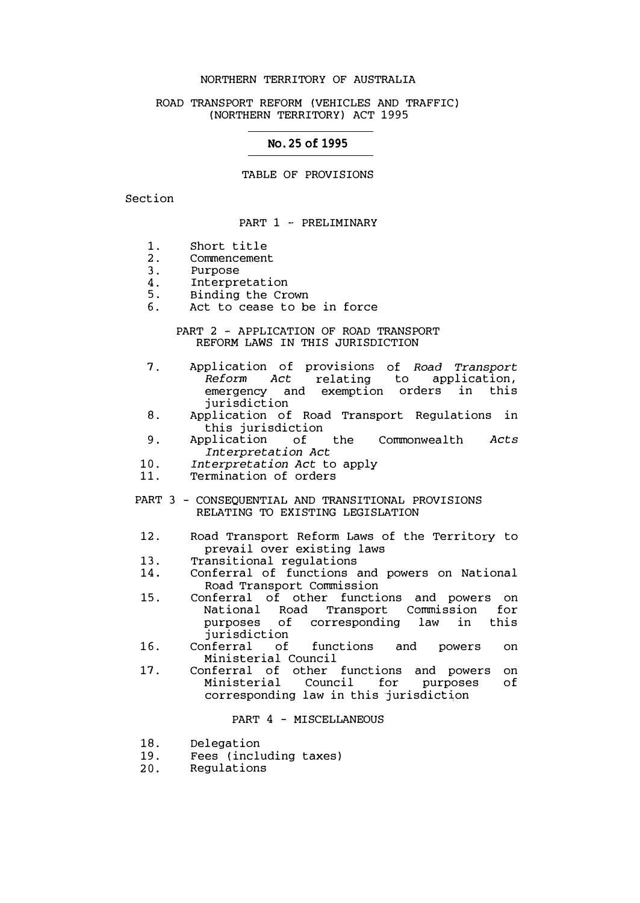NORTHERN TERRITORY OF AUSTRALIA

# ROAD TRANSPORT REFORM (VEHICLES AND TRAFFIC) (NORTHERN TERRITORY) ACT 1995

**No. 25 of 1995**

## TABLE OF PROVISIONS

Section

### PART 1 - PRELIMINARY

1. Short title
2. Commencement
3. Purpose
4. Interpretation
5. Binding the Crown
6. Act to cease to be in force

### PART 2 - APPLICATION OF ROAD TRANSPORT REFORM LAWS IN THIS JURISDICTION

7. Application of provisions of *Road Transport Reform Act* relating to application, emergency and exemption orders in this jurisdiction
8. Application of Road Transport Regulations in this jurisdiction
9. Application of the Commonwealth *Acts Interpretation Act*
10. *Interpretation Act* to apply
11. Termination of orders

### PART 3 - CONSEQUENTIAL AND TRANSITIONAL PROVISIONS RELATING TO EXISTING LEGISLATION

12. Road Transport Reform Laws of the Territory to prevail over existing laws
13. Transitional regulations
14. Conferral of functions and powers on National Road Transport Commission
15. Conferral of other functions and powers on National Road Transport Commission for purposes of corresponding law in this jurisdiction
16. Conferral of functions and powers on Ministerial Council
17. Conferral of other functions and powers on Ministerial Council for purposes of corresponding law in this jurisdiction

### PART 4 - MISCELLANEOUS

18. Delegation
19. Fees (including taxes)
20. Regulations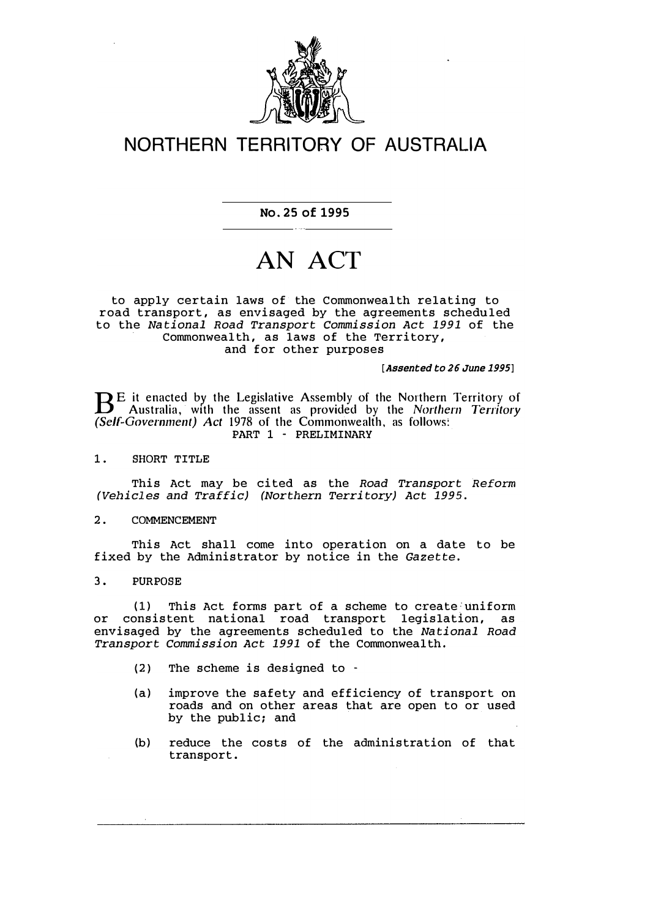# NORTHERN TERRITORY OF AUSTRALIA

No. 25 of 1995

# AN ACT

to apply certain laws of the Commonwealth relating to road transport, as envisaged by the agreements scheduled to the *National Road Transport Commission Act 1991* of the Commonwealth, as laws of the Territory, and for other purposes

[*Assented to 26 June 1995*]

BE it enacted by the Legislative Assembly of the Northern Territory of Australia, with the assent as provided by the *Northern Territory (Self-Government) Act* 1978 of the Commonwealth, as follows:

## PART 1 - PRELIMINARY

### 1. SHORT TITLE

This Act may be cited as the *Road Transport Reform (Vehicles and Traffic) (Northern Territory) Act 1995*.

### 2. COMMENCEMENT

This Act shall come into operation on a date to be fixed by the Administrator by notice in the *Gazette*.

### 3. PURPOSE

(1) This Act forms part of a scheme to create uniform or consistent national road transport legislation, as envisaged by the agreements scheduled to the *National Road Transport Commission Act 1991* of the Commonwealth.

(2) The scheme is designed to -

(a) improve the safety and efficiency of transport on roads and on other areas that are open to or used by the public; and

(b) reduce the costs of the administration of that transport.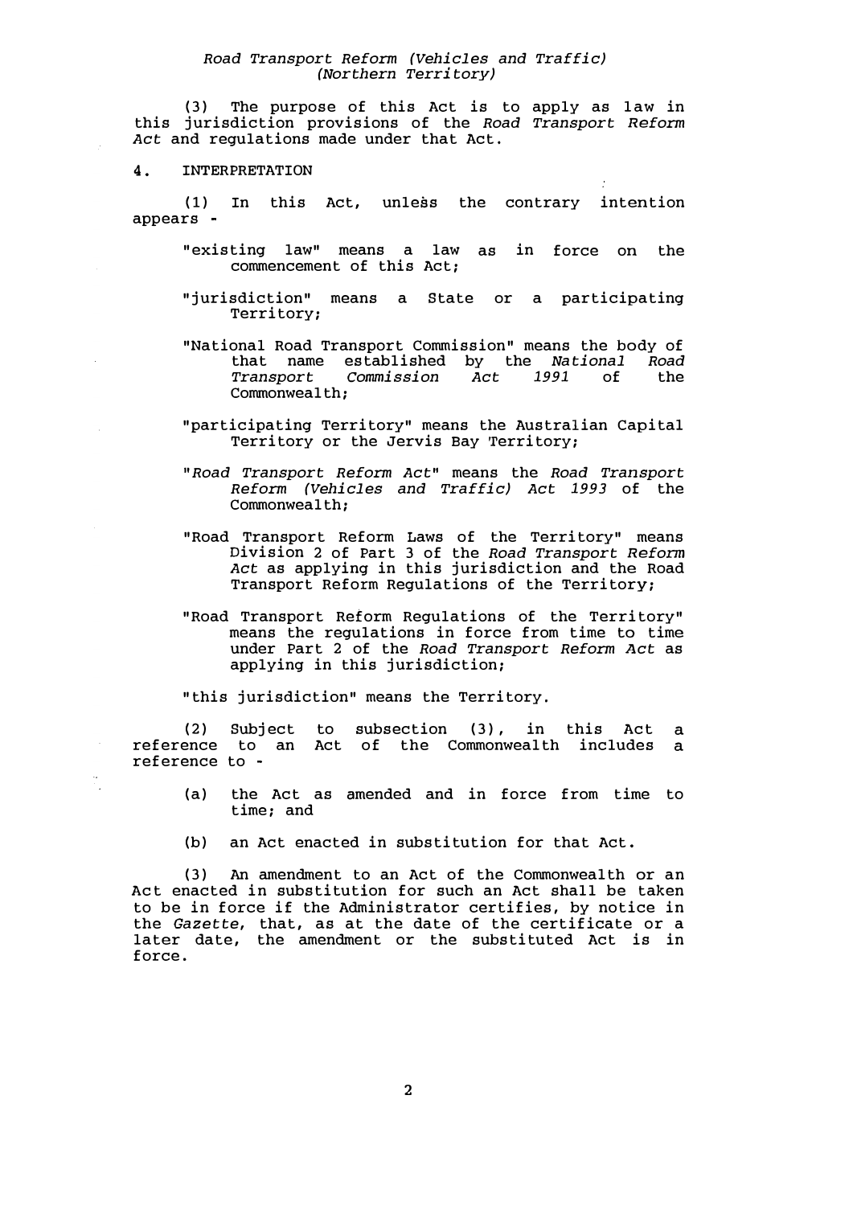(3) The purpose of this Act is to apply as law in this jurisdiction provisions of the *Road Transport Reform Act* and regulations made under that Act.

## 4. INTERPRETATION

(1) In this Act, unless the contrary intention appears -

"existing law" means a law as in force on the commencement of this Act;

"jurisdiction" means a State or a participating Territory;

"National Road Transport Commission" means the body of that name established by the *National Road Transport Commission Act 1991* of the Commonwealth;

"participating Territory" means the Australian Capital Territory or the Jervis Bay Territory;

"*Road Transport Reform Act*" means the *Road Transport Reform (Vehicles and Traffic) Act 1993* of the Commonwealth;

"Road Transport Reform Laws of the Territory" means Division 2 of Part 3 of the *Road Transport Reform Act* as applying in this jurisdiction and the Road Transport Reform Regulations of the Territory;

"Road Transport Reform Regulations of the Territory" means the regulations in force from time to time under Part 2 of the *Road Transport Reform Act* as applying in this jurisdiction;

"this jurisdiction" means the Territory.

(2) Subject to subsection (3), in this Act a reference to an Act of the Commonwealth includes a reference to -

(a) the Act as amended and in force from time to time; and

(b) an Act enacted in substitution for that Act.

(3) An amendment to an Act of the Commonwealth or an Act enacted in substitution for such an Act shall be taken to be in force if the Administrator certifies, by notice in the *Gazette*, that, as at the date of the certificate or a later date, the amendment or the substituted Act is in force.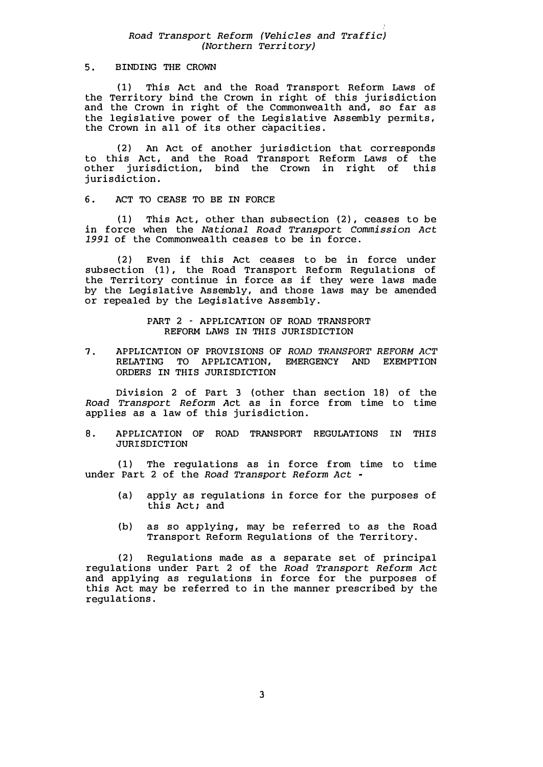## 5. BINDING THE CROWN

(1) This Act and the Road Transport Reform Laws of the Territory bind the Crown in right of this jurisdiction and the Crown in right of the Commonwealth and, so far as the legislative power of the Legislative Assembly permits, the Crown in all of its other capacities.

(2) An Act of another jurisdiction that corresponds to this Act, and the Road Transport Reform Laws of the other jurisdiction, bind the Crown in right of this jurisdiction.

## 6. ACT TO CEASE TO BE IN FORCE

(1) This Act, other than subsection (2), ceases to be in force when the *National Road Transport Commission Act 1991* of the Commonwealth ceases to be in force.

(2) Even if this Act ceases to be in force under subsection (1), the Road Transport Reform Regulations of the Territory continue in force as if they were laws made by the Legislative Assembly, and those laws may be amended or repealed by the Legislative Assembly.

# PART 2 - APPLICATION OF ROAD TRANSPORT REFORM LAWS IN THIS JURISDICTION

## 7. APPLICATION OF PROVISIONS OF *ROAD TRANSPORT REFORM ACT* RELATING TO APPLICATION, EMERGENCY AND EXEMPTION ORDERS IN THIS JURISDICTION

Division 2 of Part 3 (other than section 18) of the *Road Transport Reform Act* as in force from time to time applies as a law of this jurisdiction.

## 8. APPLICATION OF ROAD TRANSPORT REGULATIONS IN THIS JURISDICTION

(1) The regulations as in force from time to time under Part 2 of the *Road Transport Reform Act* -

- (a) apply as regulations in force for the purposes of this Act; and
- (b) as so applying, may be referred to as the Road Transport Reform Regulations of the Territory.

(2) Regulations made as a separate set of principal regulations under Part 2 of the *Road Transport Reform Act* and applying as regulations in force for the purposes of this Act may be referred to in the manner prescribed by the regulations.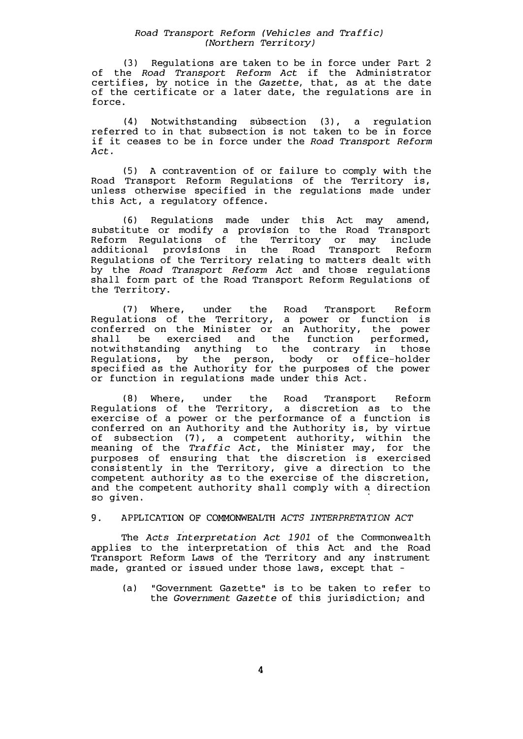(3) Regulations are taken to be in force under Part 2 of the *Road Transport Reform Act* if the Administrator certifies, by notice in the *Gazette*, that, as at the date of the certificate or a later date, the regulations are in force.

(4) Notwithstanding subsection (3), a regulation referred to in that subsection is not taken to be in force if it ceases to be in force under the *Road Transport Reform Act*.

(5) A contravention of or failure to comply with the Road Transport Reform Regulations of the Territory is, unless otherwise specified in the regulations made under this Act, a regulatory offence.

(6) Regulations made under this Act may amend, substitute or modify a provision to the Road Transport Reform Regulations of the Territory or may include additional provisions in the Road Transport Reform Regulations of the Territory relating to matters dealt with by the *Road Transport Reform Act* and those regulations shall form part of the Road Transport Reform Regulations of the Territory.

(7) Where, under the Road Transport Reform Regulations of the Territory, a power or function is conferred on the Minister or an Authority, the power shall be exercised and the function performed, notwithstanding anything to the contrary in those Regulations, by the person, body or office-holder specified as the Authority for the purposes of the power or function in regulations made under this Act.

(8) Where, under the Road Transport Reform Regulations of the Territory, a discretion as to the exercise of a power or the performance of a function is conferred on an Authority and the Authority is, by virtue of subsection (7), a competent authority, within the meaning of the *Traffic Act*, the Minister may, for the purposes of ensuring that the discretion is exercised consistently in the Territory, give a direction to the competent authority as to the exercise of the discretion, and the competent authority shall comply with a direction so given.

## 9. APPLICATION OF COMMONWEALTH *ACTS INTERPRETATION ACT*

The *Acts Interpretation Act 1901* of the Commonwealth applies to the interpretation of this Act and the Road Transport Reform Laws of the Territory and any instrument made, granted or issued under those laws, except that -

(a) "Government Gazette" is to be taken to refer to the *Government Gazette* of this jurisdiction; and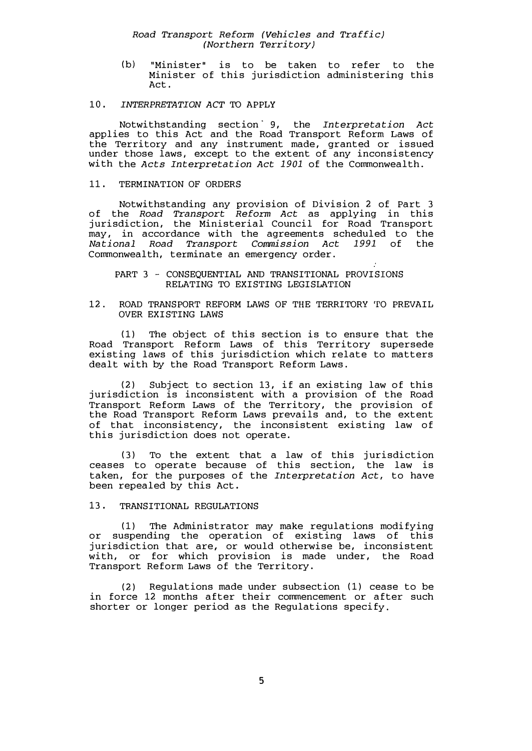(b) "Minister" is to be taken to refer to the Minister of this jurisdiction administering this Act.

### 10. *INTERPRETATION ACT* TO APPLY

Notwithstanding section 9, the *Interpretation Act* applies to this Act and the Road Transport Reform Laws of the Territory and any instrument made, granted or issued under those laws, except to the extent of any inconsistency with the *Acts Interpretation Act 1901* of the Commonwealth.

### 11. TERMINATION OF ORDERS

Notwithstanding any provision of Division 2 of Part 3 of the *Road Transport Reform Act* as applying in this jurisdiction, the Ministerial Council for Road Transport may, in accordance with the agreements scheduled to the *National Road Transport Commission Act 1991* of the Commonwealth, terminate an emergency order.

## PART 3 - CONSEQUENTIAL AND TRANSITIONAL PROVISIONS RELATING TO EXISTING LEGISLATION

### 12. ROAD TRANSPORT REFORM LAWS OF THE TERRITORY TO PREVAIL OVER EXISTING LAWS

(1) The object of this section is to ensure that the Road Transport Reform Laws of this Territory supersede existing laws of this jurisdiction which relate to matters dealt with by the Road Transport Reform Laws.

(2) Subject to section 13, if an existing law of this jurisdiction is inconsistent with a provision of the Road Transport Reform Laws of the Territory, the provision of the Road Transport Reform Laws prevails and, to the extent of that inconsistency, the inconsistent existing law of this jurisdiction does not operate.

(3) To the extent that a law of this jurisdiction ceases to operate because of this section, the law is taken, for the purposes of the *Interpretation Act*, to have been repealed by this Act.

### 13. TRANSITIONAL REGULATIONS

(1) The Administrator may make regulations modifying or suspending the operation of existing laws of this jurisdiction that are, or would otherwise be, inconsistent with, or for which provision is made under, the Road Transport Reform Laws of the Territory.

(2) Regulations made under subsection (1) cease to be in force 12 months after their commencement or after such shorter or longer period as the Regulations specify.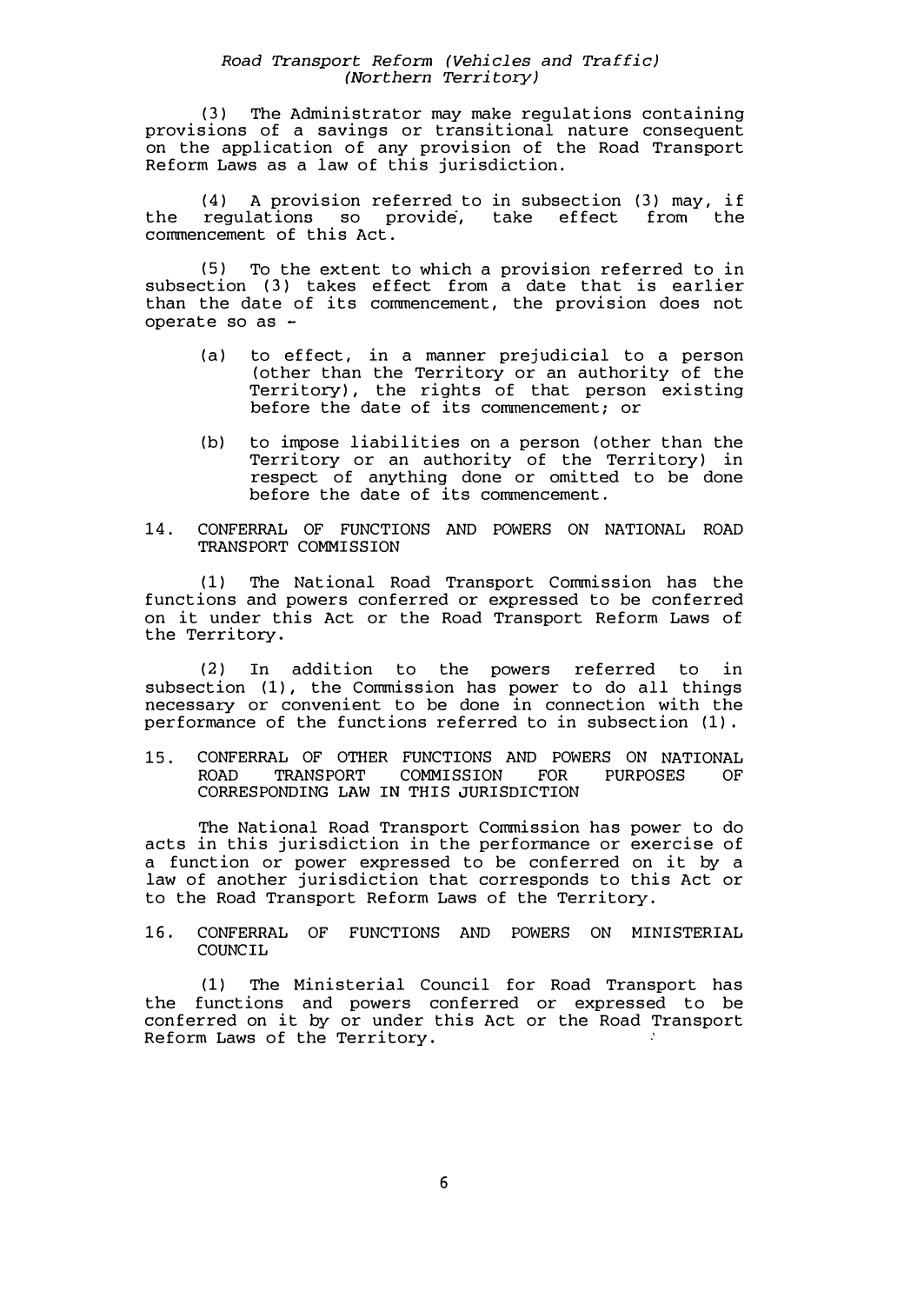(3) The Administrator may make regulations containing provisions of a savings or transitional nature consequent on the application of any provision of the Road Transport Reform Laws as a law of this jurisdiction.

(4) A provision referred to in subsection (3) may, if the regulations so provide, take effect from the commencement of this Act.

(5) To the extent to which a provision referred to in subsection (3) takes effect from a date that is earlier than the date of its commencement, the provision does not operate so as -

(a) to effect, in a manner prejudicial to a person (other than the Territory or an authority of the Territory), the rights of that person existing before the date of its commencement; or

(b) to impose liabilities on a person (other than the Territory or an authority of the Territory) in respect of anything done or omitted to be done before the date of its commencement.

## 14. CONFERRAL OF FUNCTIONS AND POWERS ON NATIONAL ROAD TRANSPORT COMMISSION

(1) The National Road Transport Commission has the functions and powers conferred or expressed to be conferred on it under this Act or the Road Transport Reform Laws of the Territory.

(2) In addition to the powers referred to in subsection (1), the Commission has power to do all things necessary or convenient to be done in connection with the performance of the functions referred to in subsection (1).

## 15. CONFERRAL OF OTHER FUNCTIONS AND POWERS ON NATIONAL ROAD TRANSPORT COMMISSION FOR PURPOSES OF CORRESPONDING LAW IN THIS JURISDICTION

The National Road Transport Commission has power to do acts in this jurisdiction in the performance or exercise of a function or power expressed to be conferred on it by a law of another jurisdiction that corresponds to this Act or to the Road Transport Reform Laws of the Territory.

## 16. CONFERRAL OF FUNCTIONS AND POWERS ON MINISTERIAL COUNCIL

(1) The Ministerial Council for Road Transport has the functions and powers conferred or expressed to be conferred on it by or under this Act or the Road Transport Reform Laws of the Territory.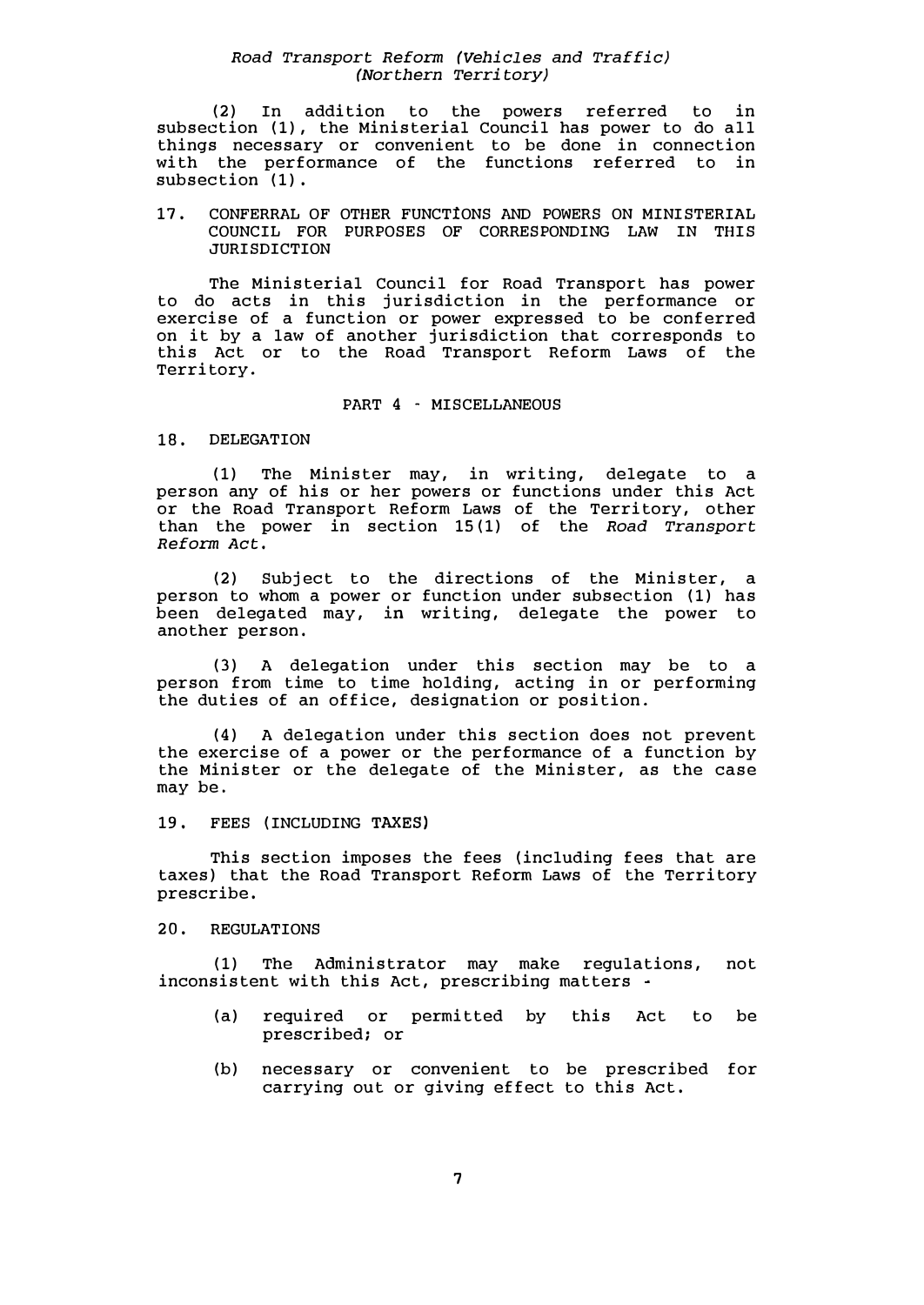(2) In addition to the powers referred to in subsection (1), the Ministerial Council has power to do all things necessary or convenient to be done in connection with the performance of the functions referred to in subsection (1).

### 17. CONFERRAL OF OTHER FUNCTIONS AND POWERS ON MINISTERIAL COUNCIL FOR PURPOSES OF CORRESPONDING LAW IN THIS JURISDICTION

The Ministerial Council for Road Transport has power to do acts in this jurisdiction in the performance or exercise of a function or power expressed to be conferred on it by a law of another jurisdiction that corresponds to this Act or to the Road Transport Reform Laws of the Territory.

## PART 4 - MISCELLANEOUS

### 18. DELEGATION

(1) The Minister may, in writing, delegate to a person any of his or her powers or functions under this Act or the Road Transport Reform Laws of the Territory, other than the power in section 15(1) of the *Road Transport Reform Act*.

(2) Subject to the directions of the Minister, a person to whom a power or function under subsection (1) has been delegated may, in writing, delegate the power to another person.

(3) A delegation under this section may be to a person from time to time holding, acting in or performing the duties of an office, designation or position.

(4) A delegation under this section does not prevent the exercise of a power or the performance of a function by the Minister or the delegate of the Minister, as the case may be.

### 19. FEES (INCLUDING TAXES)

This section imposes the fees (including fees that are taxes) that the Road Transport Reform Laws of the Territory prescribe.

### 20. REGULATIONS

(1) The Administrator may make regulations, not inconsistent with this Act, prescribing matters -

(a) required or permitted by this Act to be prescribed; or

(b) necessary or convenient to be prescribed for carrying out or giving effect to this Act.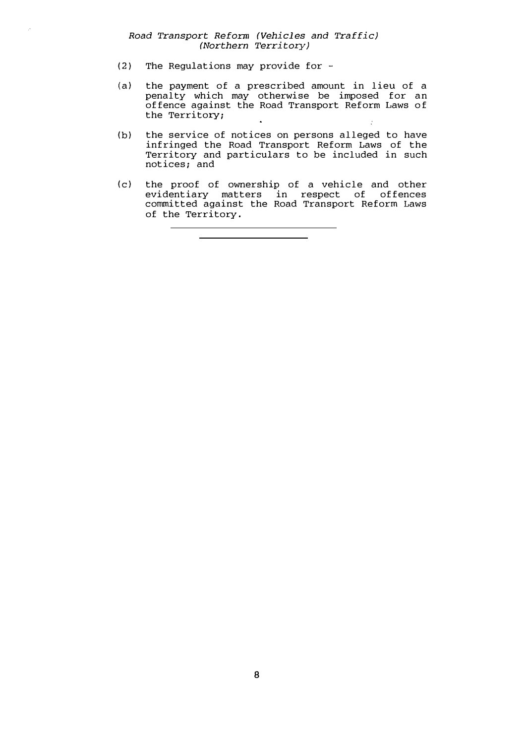(2) The Regulations may provide for -

(a) the payment of a prescribed amount in lieu of a penalty which may otherwise be imposed for an offence against the Road Transport Reform Laws of the Territory;

(b) the service of notices on persons alleged to have infringed the Road Transport Reform Laws of the Territory and particulars to be included in such notices; and

(c) the proof of ownership of a vehicle and other evidentiary matters in respect of offences committed against the Road Transport Reform Laws of the Territory.